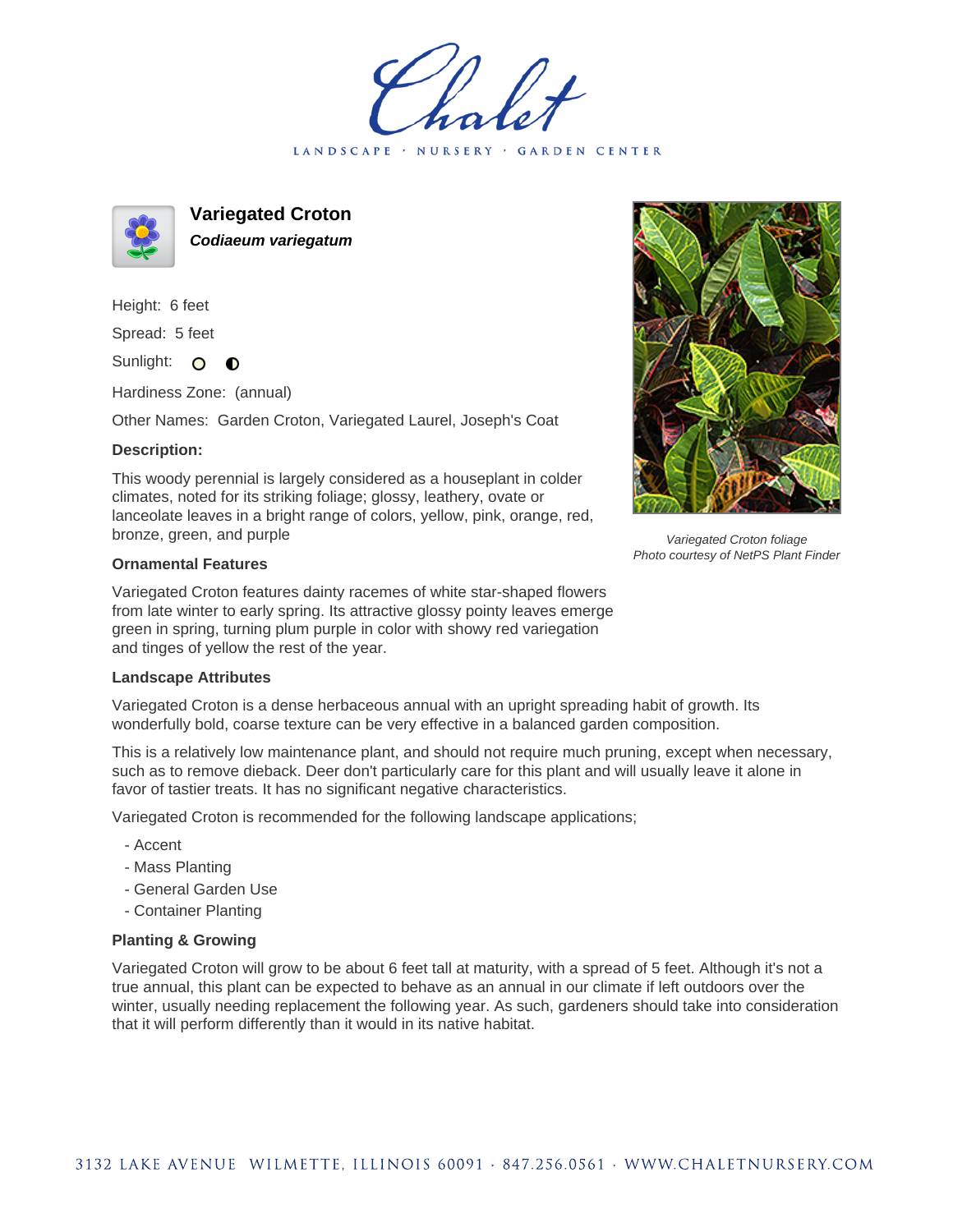# Chalet

LANDSCAPE · NURSERY · GARDEN CENTER

## Variegated Croton

***Codiaeum variegatum***

Height: 6 feet

Spread: 5 feet

Sunlight:

Hardiness Zone: (annual)

Other Names: Garden Croton, Variegated Laurel, Joseph's Coat

### Description:

This woody perennial is largely considered as a houseplant in colder climates, noted for its striking foliage; glossy, leathery, ovate or lanceolate leaves in a bright range of colors, yellow, pink, orange, red, bronze, green, and purple

*Variegated Croton foliage*
*Photo courtesy of NetPS Plant Finder*

### Ornamental Features

Variegated Croton features dainty racemes of white star-shaped flowers from late winter to early spring. Its attractive glossy pointy leaves emerge green in spring, turning plum purple in color with showy red variegation and tinges of yellow the rest of the year.

### Landscape Attributes

Variegated Croton is a dense herbaceous annual with an upright spreading habit of growth. Its wonderfully bold, coarse texture can be very effective in a balanced garden composition.

This is a relatively low maintenance plant, and should not require much pruning, except when necessary, such as to remove dieback. Deer don't particularly care for this plant and will usually leave it alone in favor of tastier treats. It has no significant negative characteristics.

Variegated Croton is recommended for the following landscape applications;

- Accent
- Mass Planting
- General Garden Use
- Container Planting

### Planting & Growing

Variegated Croton will grow to be about 6 feet tall at maturity, with a spread of 5 feet. Although it's not a true annual, this plant can be expected to behave as an annual in our climate if left outdoors over the winter, usually needing replacement the following year. As such, gardeners should take into consideration that it will perform differently than it would in its native habitat.

3132 LAKE AVENUE WILMETTE, ILLINOIS 60091 · 847.256.0561 · WWW.CHALETNURSERY.COM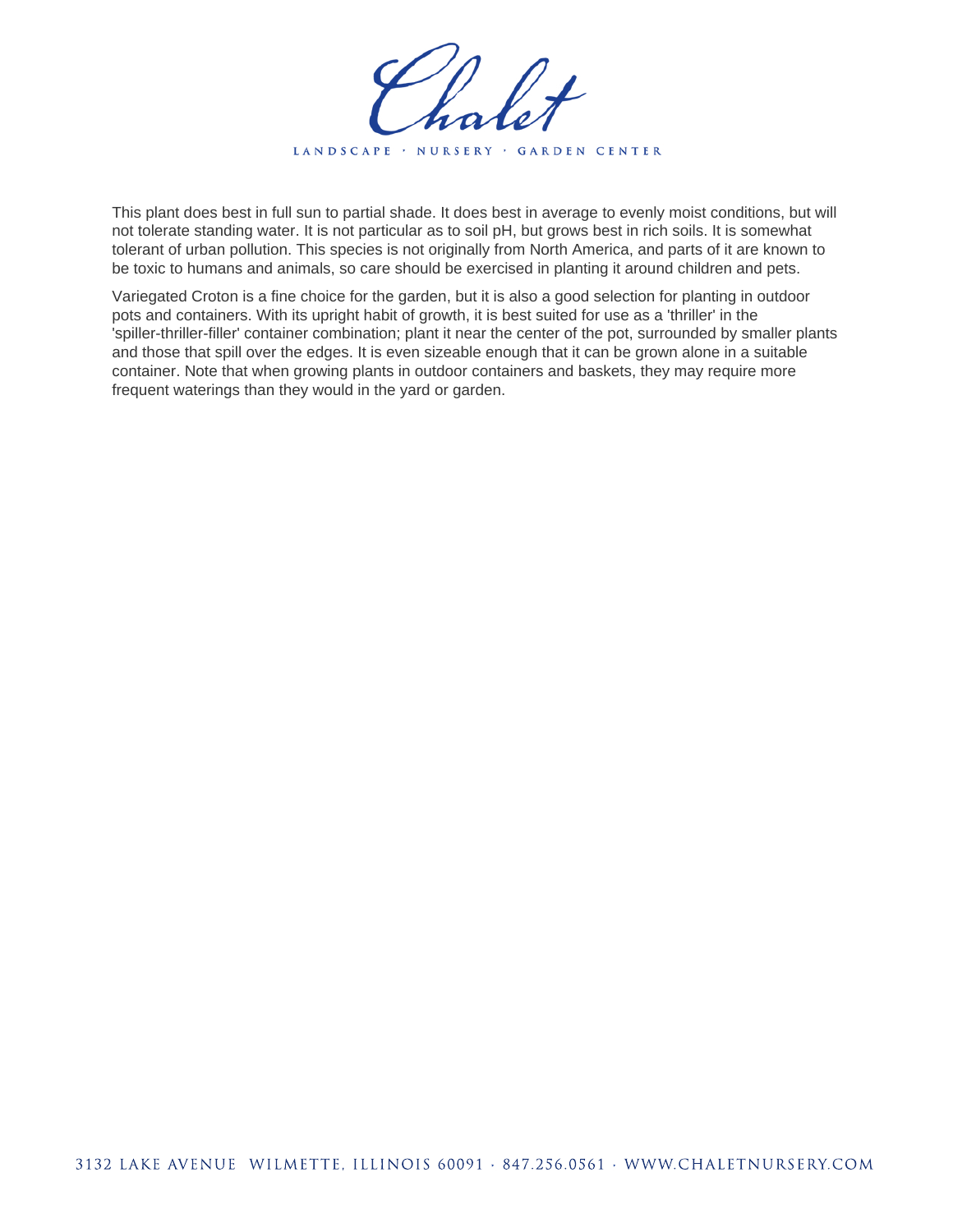This plant does best in full sun to partial shade. It does best in average to evenly moist conditions, but will not tolerate standing water. It is not particular as to soil pH, but grows best in rich soils. It is somewhat tolerant of urban pollution. This species is not originally from North America, and parts of it are known to be toxic to humans and animals, so care should be exercised in planting it around children and pets.

Variegated Croton is a fine choice for the garden, but it is also a good selection for planting in outdoor pots and containers. With its upright habit of growth, it is best suited for use as a 'thriller' in the 'spiller-thriller-filler' container combination; plant it near the center of the pot, surrounded by smaller plants and those that spill over the edges. It is even sizeable enough that it can be grown alone in a suitable container. Note that when growing plants in outdoor containers and baskets, they may require more frequent waterings than they would in the yard or garden.